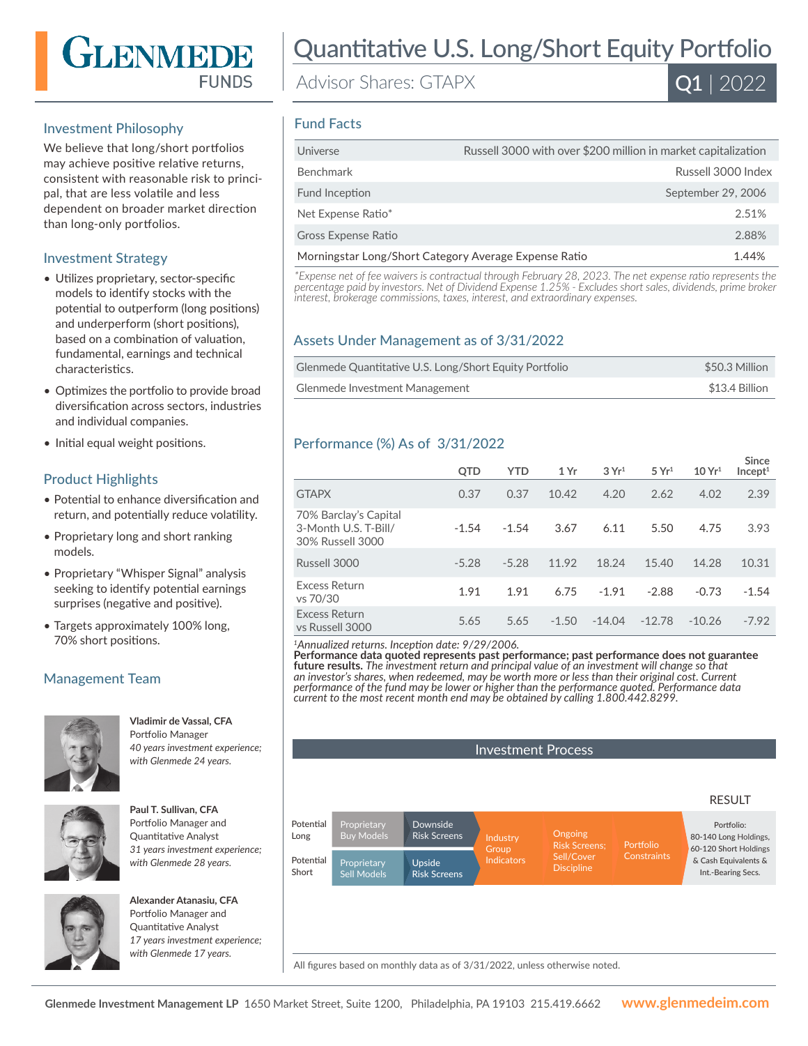# Glenmede Funds

# Quantitative U.S. Long/Short Equity Portfolio

Advisor Shares: GTAPX

**Q1** | 2022

## Investment Philosophy

We believe that long/short portfolios may achieve positive relative returns, consistent with reasonable risk to principal, that are less volatile and less dependent on broader market direction than long-only portfolios.

## Investment Strategy

- Utilizes proprietary, sector-specific models to identify stocks with the potential to outperform (long positions) and underperform (short positions), based on a combination of valuation, fundamental, earnings and technical characteristics.
- Optimizes the portfolio to provide broad diversification across sectors, industries and individual companies.
- Initial equal weight positions.

## Product Highlights

- Potential to enhance diversification and return, and potentially reduce volatility.
- Proprietary long and short ranking models.
- Proprietary "Whisper Signal" analysis seeking to identify potential earnings surprises (negative and positive).
- Targets approximately 100% long, 70% short positions.

## Management Team

**Vladimir de Vassal, CFA**
Portfolio Manager
*40 years investment experience; with Glenmede 24 years.*

**Paul T. Sullivan, CFA**
Portfolio Manager and Quantitative Analyst
*31 years investment experience; with Glenmede 28 years.*

**Alexander Atanasiu, CFA**
Portfolio Manager and Quantitative Analyst
*17 years investment experience; with Glenmede 17 years.*

## Fund Facts

| | |
|---|---|
| Universe | Russell 3000 with over $200 million in market capitalization |
| Benchmark | Russell 3000 Index |
| Fund Inception | September 29, 2006 |
| Net Expense Ratio* | 2.51% |
| Gross Expense Ratio | 2.88% |
| Morningstar Long/Short Category Average Expense Ratio | 1.44% |

*\*Expense net of fee waivers is contractual through February 28, 2023. The net expense ratio represents the percentage paid by investors. Net of Dividend Expense 1.25% - Excludes short sales, dividends, prime broker interest, brokerage commissions, taxes, interest, and extraordinary expenses.*

## Assets Under Management as of 3/31/2022

| | |
|---|---|
| Glenmede Quantitative U.S. Long/Short Equity Portfolio | $50.3 Million |
| Glenmede Investment Management | $13.4 Billion |

## Performance (%) As of 3/31/2022

| | QTD | YTD | 1 Yr | 3 Yr[1] | 5 Yr[1] | 10 Yr[1] | Since Incept[1] |
|---|---|---|---|---|---|---|---|
| GTAPX | 0.37 | 0.37 | 10.42 | 4.20 | 2.62 | 4.02 | 2.39 |
| 70% Barclay's Capital 3-Month U.S. T-Bill/ 30% Russell 3000 | -1.54 | -1.54 | 3.67 | 6.11 | 5.50 | 4.75 | 3.93 |
| Russell 3000 | -5.28 | -5.28 | 11.92 | 18.24 | 15.40 | 14.28 | 10.31 |
| Excess Return vs 70/30 | 1.91 | 1.91 | 6.75 | -1.91 | -2.88 | -0.73 | -1.54 |
| Excess Return vs Russell 3000 | 5.65 | 5.65 | -1.50 | -14.04 | -12.78 | -10.26 | -7.92 |

[1]*Annualized returns. Inception date: 9/29/2006.*
**Performance data quoted represents past performance; past performance does not guarantee future results.** *The investment return and principal value of an investment will change so that an investor's shares, when redeemed, may be worth more or less than their original cost. Current performance of the fund may be lower or higher than the performance quoted. Performance data current to the most recent month end may be obtained by calling 1.800.442.8299.*

## Investment Process

| | | | | | | RESULT |
|---|---|---|---|---|---|---|
| Potential Long | Proprietary Buy Models | Downside Risk Screens | Industry Group Indicators | Ongoing Risk Screens; Sell/Cover Discipline | Portfolio Constraints | Portfolio: 80-140 Long Holdings, 60-120 Short Holdings & Cash Equivalents & Int.-Bearing Secs. |
| Potential Short | Proprietary Sell Models | Upside Risk Screens | | | | |

All figures based on monthly data as of 3/31/2022, unless otherwise noted.

**Glenmede Investment Management LP** 1650 Market Street, Suite 1200, Philadelphia, PA 19103 215.419.6662 **www.glenmedeim.com**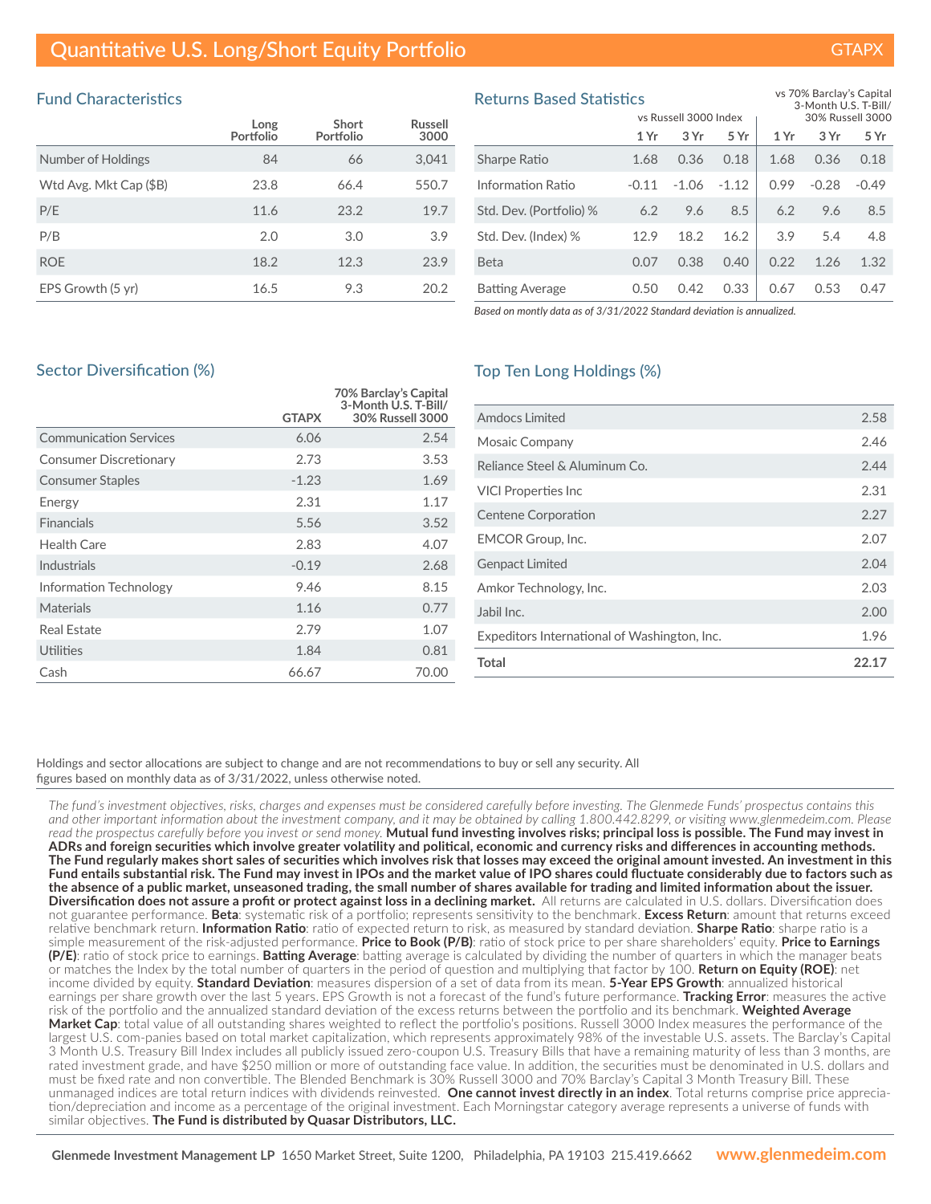# Quantitative U.S. Long/Short Equity Portfolio

GTAPX

## Fund Characteristics

| | Long Portfolio | Short Portfolio | Russell 3000 |
|---|---|---|---|
| Number of Holdings | 84 | 66 | 3,041 |
| Wtd Avg. Mkt Cap ($B) | 23.8 | 66.4 | 550.7 |
| P/E | 11.6 | 23.2 | 19.7 |
| P/B | 2.0 | 3.0 | 3.9 |
| ROE | 18.2 | 12.3 | 23.9 |
| EPS Growth (5 yr) | 16.5 | 9.3 | 20.2 |

## Returns Based Statistics

| | vs Russell 3000 Index | | | vs 70% Barclay's Capital 3-Month U.S. T-Bill/ 30% Russell 3000 | | |
|---|---|---|---|---|---|---|
| | 1 Yr | 3 Yr | 5 Yr | 1 Yr | 3 Yr | 5 Yr |
| Sharpe Ratio | 1.68 | 0.36 | 0.18 | 1.68 | 0.36 | 0.18 |
| Information Ratio | -0.11 | -1.06 | -1.12 | 0.99 | -0.28 | -0.49 |
| Std. Dev. (Portfolio) % | 6.2 | 9.6 | 8.5 | 6.2 | 9.6 | 8.5 |
| Std. Dev. (Index) % | 12.9 | 18.2 | 16.2 | 3.9 | 5.4 | 4.8 |
| Beta | 0.07 | 0.38 | 0.40 | 0.22 | 1.26 | 1.32 |
| Batting Average | 0.50 | 0.42 | 0.33 | 0.67 | 0.53 | 0.47 |

*Based on montly data as of 3/31/2022 Standard deviation is annualized.*

## Sector Diversification (%)

| | GTAPX | 70% Barclay's Capital 3-Month U.S. T-Bill/ 30% Russell 3000 |
|---|---|---|
| Communication Services | 6.06 | 2.54 |
| Consumer Discretionary | 2.73 | 3.53 |
| Consumer Staples | -1.23 | 1.69 |
| Energy | 2.31 | 1.17 |
| Financials | 5.56 | 3.52 |
| Health Care | 2.83 | 4.07 |
| Industrials | -0.19 | 2.68 |
| Information Technology | 9.46 | 8.15 |
| Materials | 1.16 | 0.77 |
| Real Estate | 2.79 | 1.07 |
| Utilities | 1.84 | 0.81 |
| Cash | 66.67 | 70.00 |

## Top Ten Long Holdings (%)

| | |
|---|---|
| Amdocs Limited | 2.58 |
| Mosaic Company | 2.46 |
| Reliance Steel & Aluminum Co. | 2.44 |
| VICI Properties Inc | 2.31 |
| Centene Corporation | 2.27 |
| EMCOR Group, Inc. | 2.07 |
| Genpact Limited | 2.04 |
| Amkor Technology, Inc. | 2.03 |
| Jabil Inc. | 2.00 |
| Expeditors International of Washington, Inc. | 1.96 |
| **Total** | **22.17** |

Holdings and sector allocations are subject to change and are not recommendations to buy or sell any security. All figures based on monthly data as of 3/31/2022, unless otherwise noted.

*The fund's investment objectives, risks, charges and expenses must be considered carefully before investing. The Glenmede Funds' prospectus contains this and other important information about the investment company, and it may be obtained by calling 1.800.442.8299, or visiting www.glenmedeim.com. Please read the prospectus carefully before you invest or send money.* **Mutual fund investing involves risks; principal loss is possible. The Fund may invest in ADRs and foreign securities which involve greater volatility and political, economic and currency risks and differences in accounting methods. The Fund regularly makes short sales of securities which involves risk that losses may exceed the original amount invested. An investment in this Fund entails substantial risk. The Fund may invest in IPOs and the market value of IPO shares could fluctuate considerably due to factors such as the absence of a public market, unseasoned trading, the small number of shares available for trading and limited information about the issuer. Diversification does not assure a profit or protect against loss in a declining market.** All returns are calculated in U.S. dollars. Diversification does not guarantee performance. **Beta**: systematic risk of a portfolio; represents sensitivity to the benchmark. **Excess Return**: amount that returns exceed relative benchmark return. **Information Ratio**: ratio of expected return to risk, as measured by standard deviation. **Sharpe Ratio**: sharpe ratio is a simple measurement of the risk-adjusted performance. **Price to Book (P/B)**: ratio of stock price to per share shareholders' equity. **Price to Earnings (P/E)**: ratio of stock price to earnings. **Batting Average**: batting average is calculated by dividing the number of quarters in which the manager beats or matches the Index by the total number of quarters in the period of question and multiplying that factor by 100. **Return on Equity (ROE)**: net income divided by equity. **Standard Deviation**: measures dispersion of a set of data from its mean. **5-Year EPS Growth**: annualized historical earnings per share growth over the last 5 years. EPS Growth is not a forecast of the fund's future performance. **Tracking Error**: measures the active risk of the portfolio and the annualized standard deviation of the excess returns between the portfolio and its benchmark. **Weighted Average Market Cap**: total value of all outstanding shares weighted to reflect the portfolio's positions. Russell 3000 Index measures the performance of the largest U.S. com-panies based on total market capitalization, which represents approximately 98% of the investable U.S. assets. The Barclay's Capital 3 Month U.S. Treasury Bill Index includes all publicly issued zero-coupon U.S. Treasury Bills that have a remaining maturity of less than 3 months, are rated investment grade, and have $250 million or more of outstanding face value. In addition, the securities must be denominated in U.S. dollars and must be fixed rate and non convertible. The Blended Benchmark is 30% Russell 3000 and 70% Barclay's Capital 3 Month Treasury Bill. These unmanaged indices are total return indices with dividends reinvested. **One cannot invest directly in an index**. Total returns comprise price apprecia-tion/depreciation and income as a percentage of the original investment. Each Morningstar category average represents a universe of funds with similar objectives. **The Fund is distributed by Quasar Distributors, LLC.**

**Glenmede Investment Management LP** 1650 Market Street, Suite 1200, Philadelphia, PA 19103 215.419.6662 **www.glenmedeim.com**